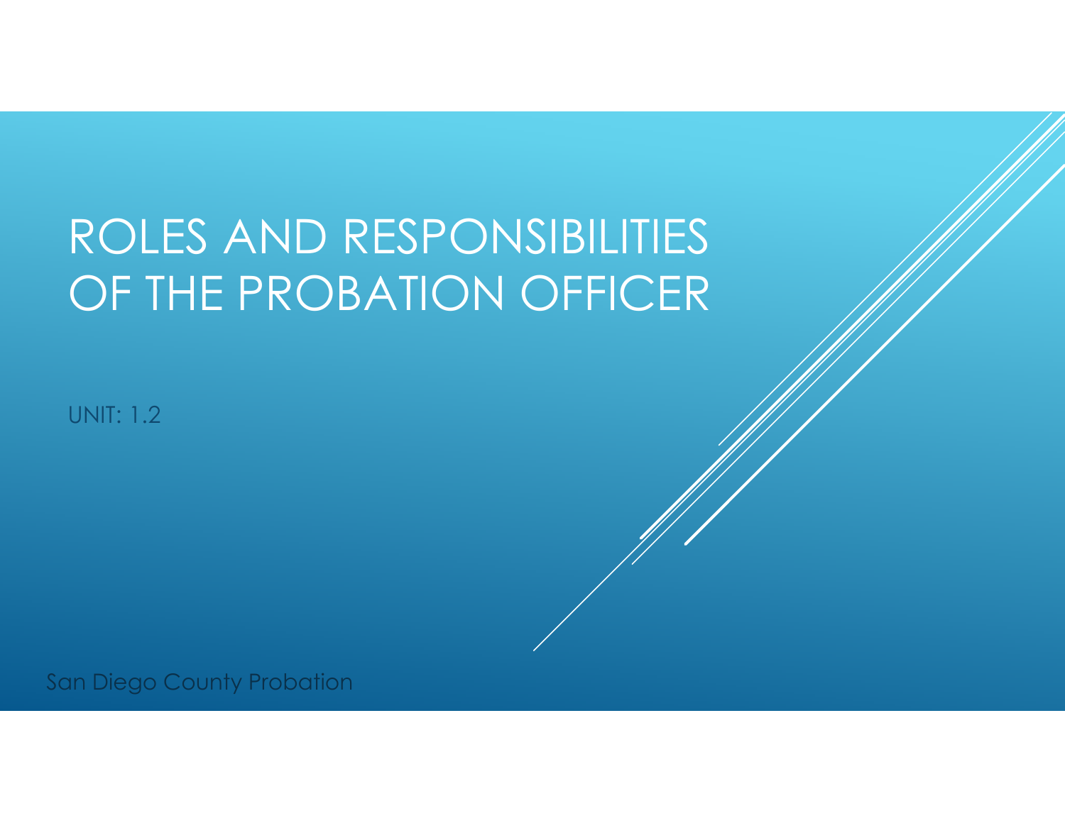# ROLES AND RESPONSIBILITIES OF THE PROBATION OFFICER

UNIT: 1.2

San Diego County Probation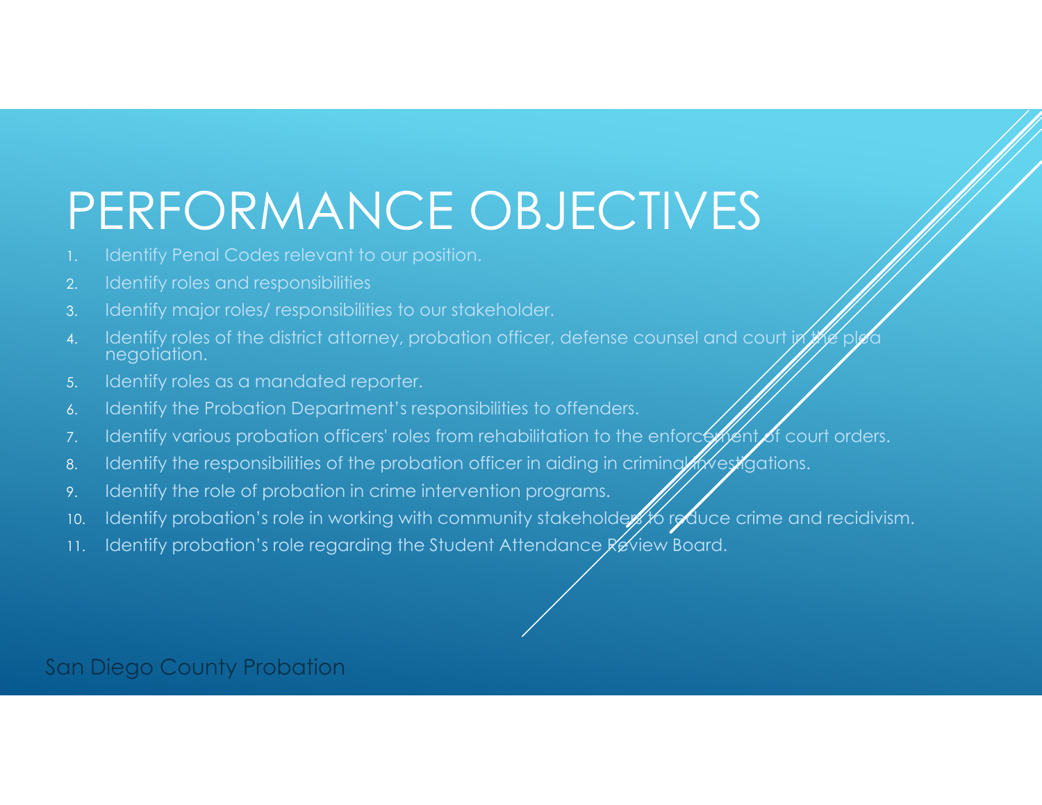# PERFORMANCE OBJECTIVES

1. Identify Penal Codes relevant to our position.
2. Identify roles and responsibilities
3. Identify major roles/ responsibilities to our stakeholder.
4. Identify roles of the district attorney, probation officer, defense counsel and court in the plea negotiation.
5. Identify roles as a mandated reporter.
6. Identify the Probation Department's responsibilities to offenders.
7. Identify various probation officers' roles from rehabilitation to the enforcement of court orders.
8. Identify the responsibilities of the probation officer in aiding in criminal investigations.
9. Identify the role of probation in crime intervention programs.
10. Identify probation's role in working with community stakeholders to reduce crime and recidivism.
11. Identify probation's role regarding the Student Attendance Review Board.

San Diego County Probation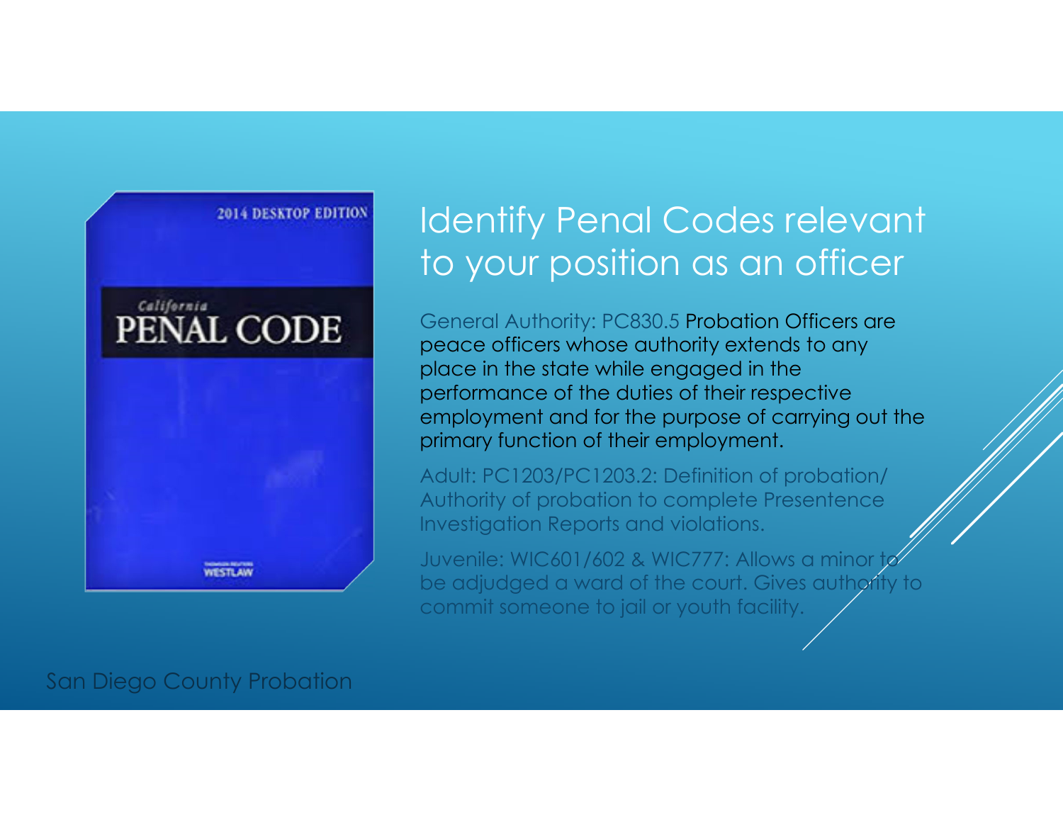# Identify Penal Codes relevant to your position as an officer

General Authority: PC830.5 Probation Officers are peace officers whose authority extends to any place in the state while engaged in the performance of the duties of their respective employment and for the purpose of carrying out the primary function of their employment.

Adult: PC1203/PC1203.2: Definition of probation/ Authority of probation to complete Presentence Investigation Reports and violations.

Juvenile: WIC601/602 & WIC777: Allows a minor to be adjudged a ward of the court. Gives authority to commit someone to jail or youth facility.

San Diego County Probation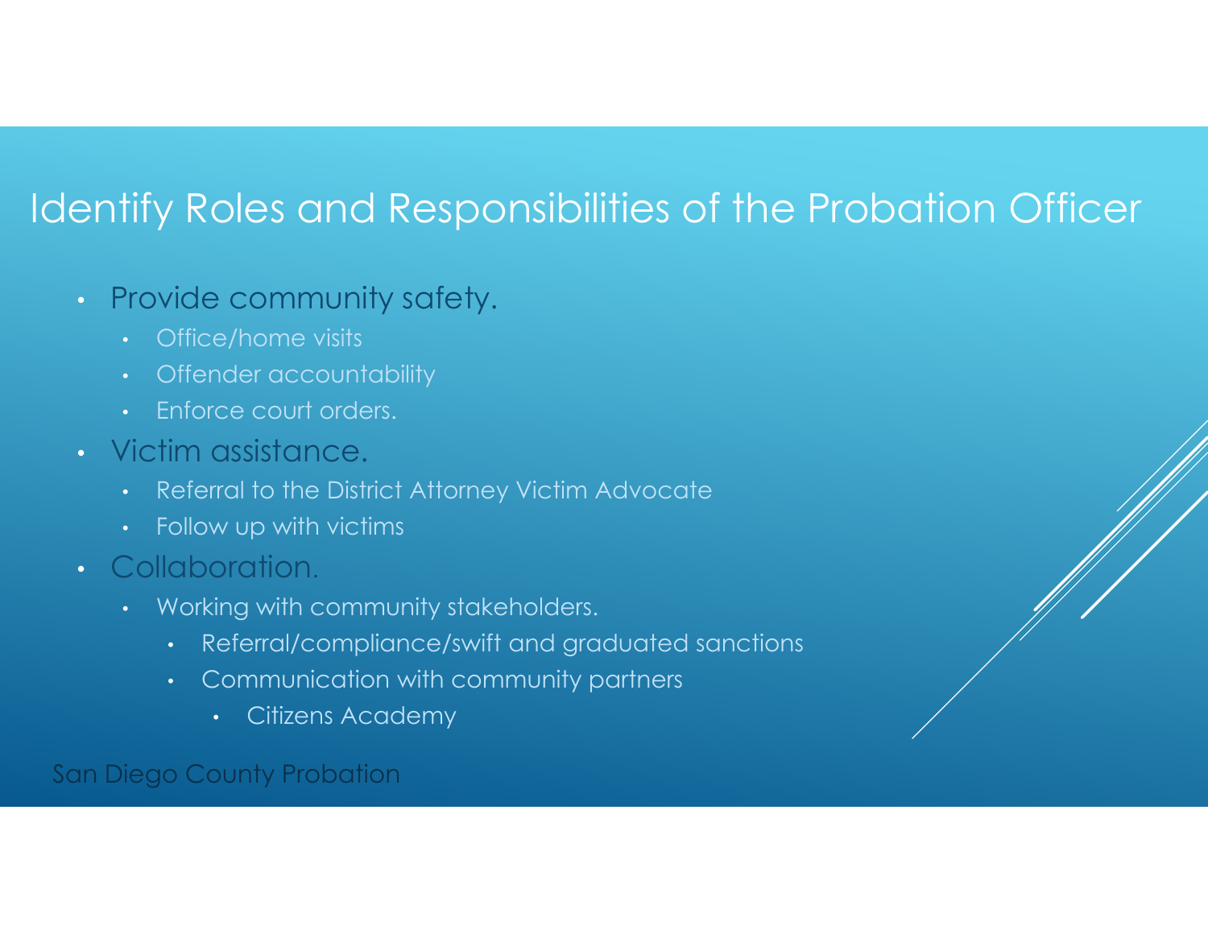# Identify Roles and Responsibilities of the Probation Officer

- Provide community safety.
  - Office/home visits
  - Offender accountability
  - Enforce court orders.
- Victim assistance.
  - Referral to the District Attorney Victim Advocate
  - Follow up with victims
- Collaboration.
  - Working with community stakeholders.
    - Referral/compliance/swift and graduated sanctions
    - Communication with community partners
      - Citizens Academy

San Diego County Probation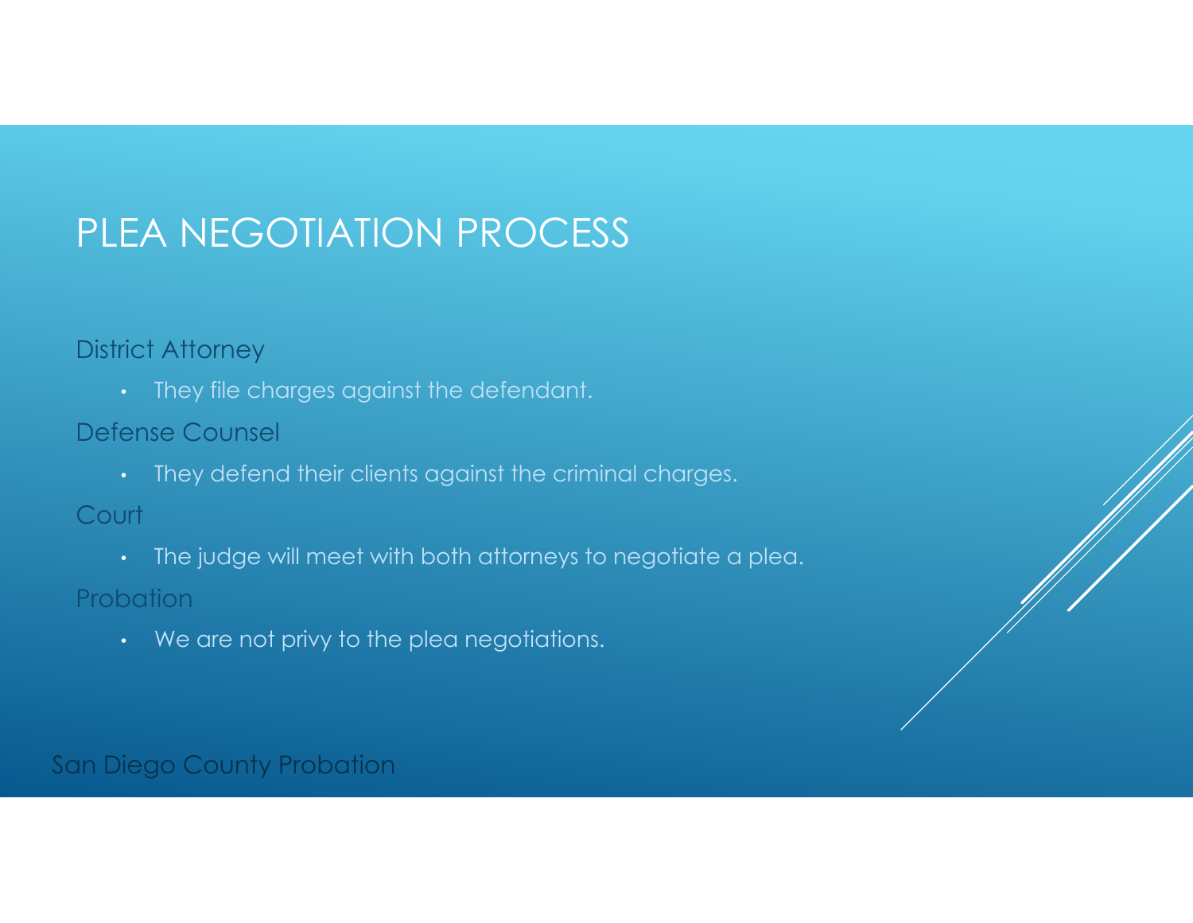# PLEA NEGOTIATION PROCESS

District Attorney

- They file charges against the defendant.

Defense Counsel

- They defend their clients against the criminal charges.

Court

- The judge will meet with both attorneys to negotiate a plea.

Probation

- We are not privy to the plea negotiations.

San Diego County Probation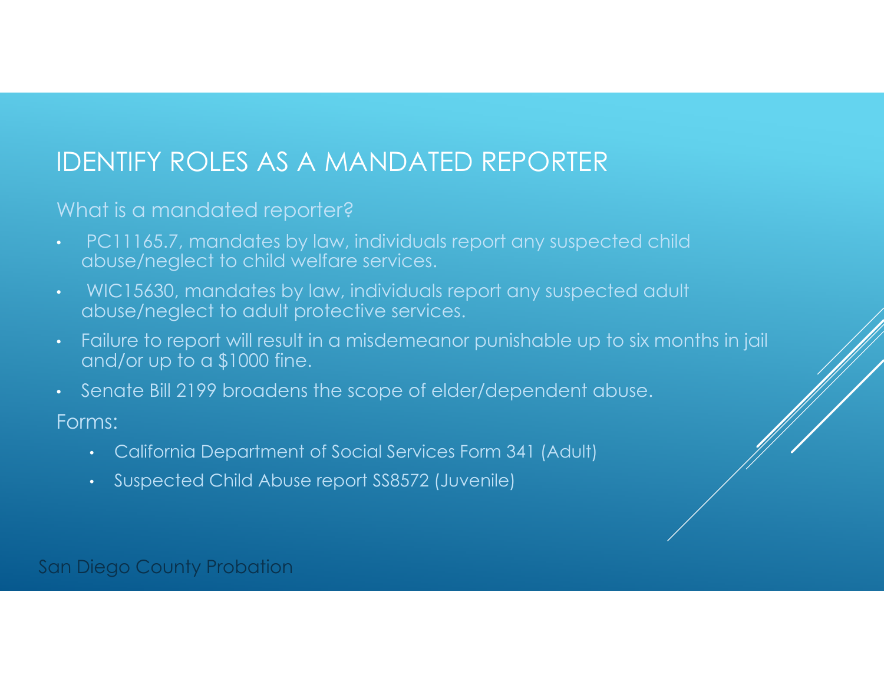# IDENTIFY ROLES AS A MANDATED REPORTER

What is a mandated reporter?

- PC11165.7, mandates by law, individuals report any suspected child abuse/neglect to child welfare services.
- WIC15630, mandates by law, individuals report any suspected adult abuse/neglect to adult protective services.
- Failure to report will result in a misdemeanor punishable up to six months in jail and/or up to a $1000 fine.
- Senate Bill 2199 broadens the scope of elder/dependent abuse.

Forms:

- California Department of Social Services Form 341 (Adult)
- Suspected Child Abuse report SS8572 (Juvenile)

San Diego County Probation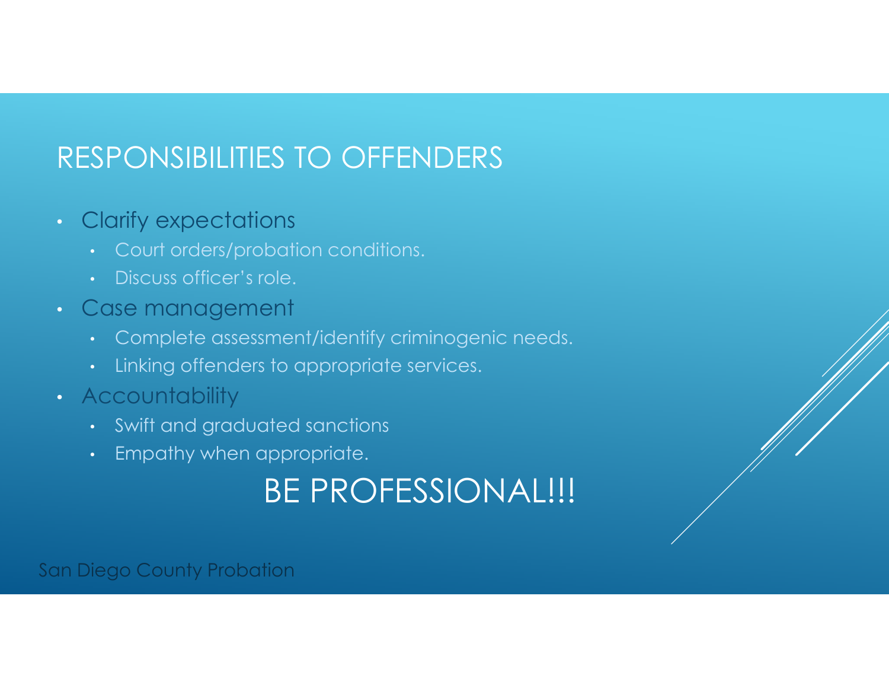## RESPONSIBILITIES TO OFFENDERS

- Clarify expectations
  - Court orders/probation conditions.
  - Discuss officer's role.
- Case management
  - Complete assessment/identify criminogenic needs.
  - Linking offenders to appropriate services.
- Accountability
  - Swift and graduated sanctions
  - Empathy when appropriate.

**BE PROFESSIONAL!!!**

San Diego County Probation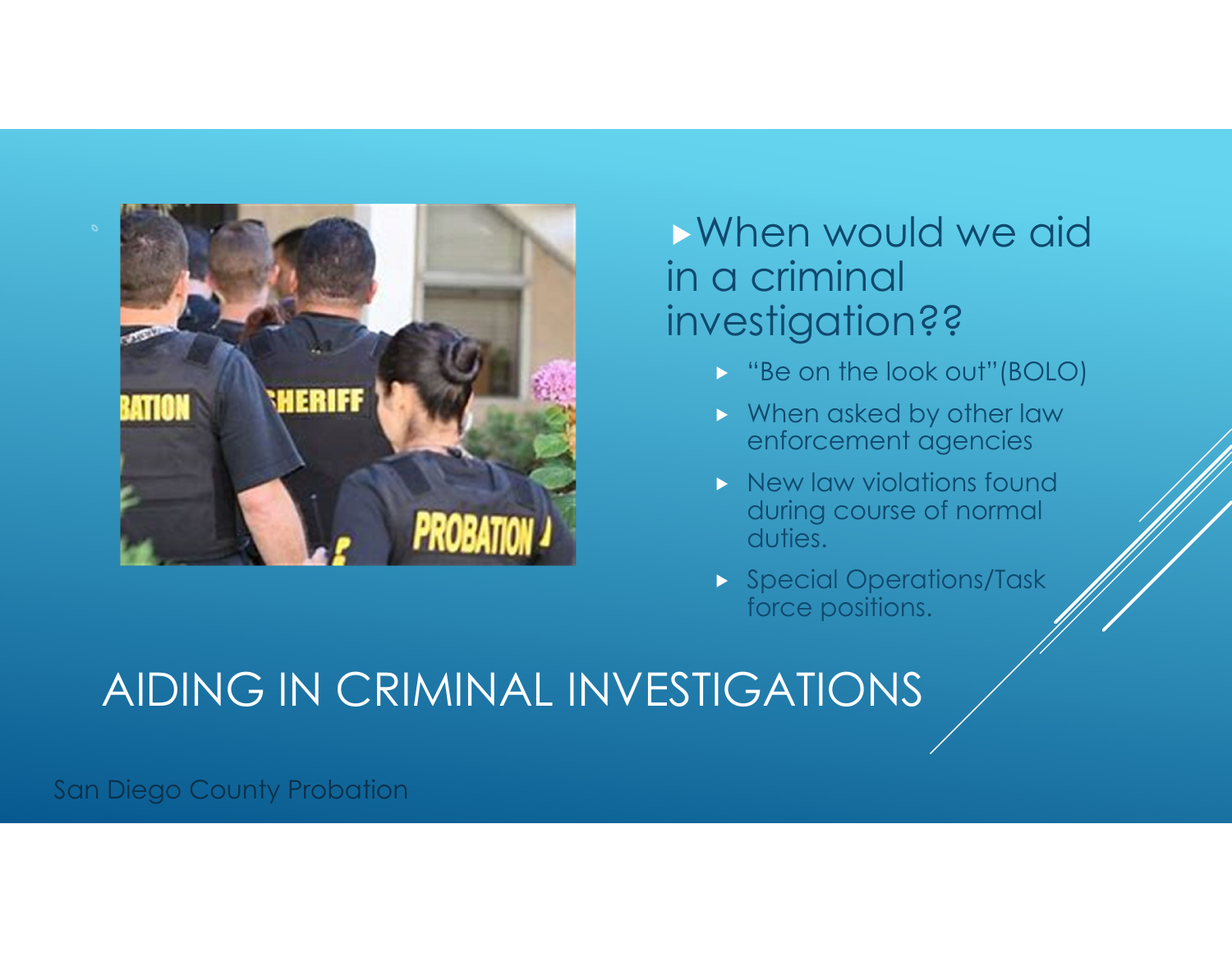# AIDING IN CRIMINAL INVESTIGATIONS

- When would we aid in a criminal investigation??
  - "Be on the look out"(BOLO)
  - When asked by other law enforcement agencies
  - New law violations found during course of normal duties.
  - Special Operations/Task force positions.

San Diego County Probation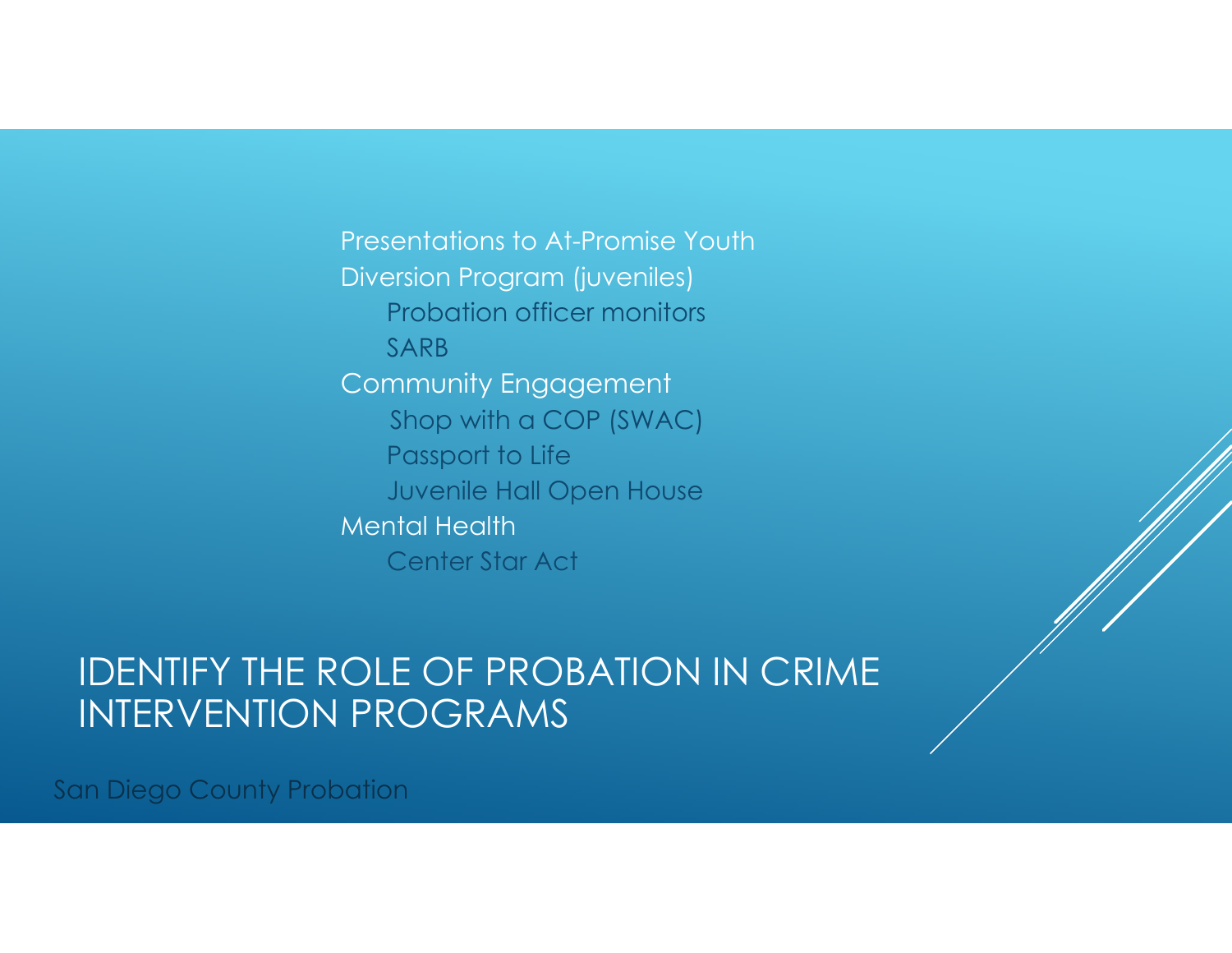- Presentations to At-Promise Youth
- Diversion Program (juveniles)
  - Probation officer monitors
  - SARB
- Community Engagement
  - Shop with a COP (SWAC)
  - Passport to Life
  - Juvenile Hall Open House
- Mental Health
  - Center Star Act

# IDENTIFY THE ROLE OF PROBATION IN CRIME INTERVENTION PROGRAMS

San Diego County Probation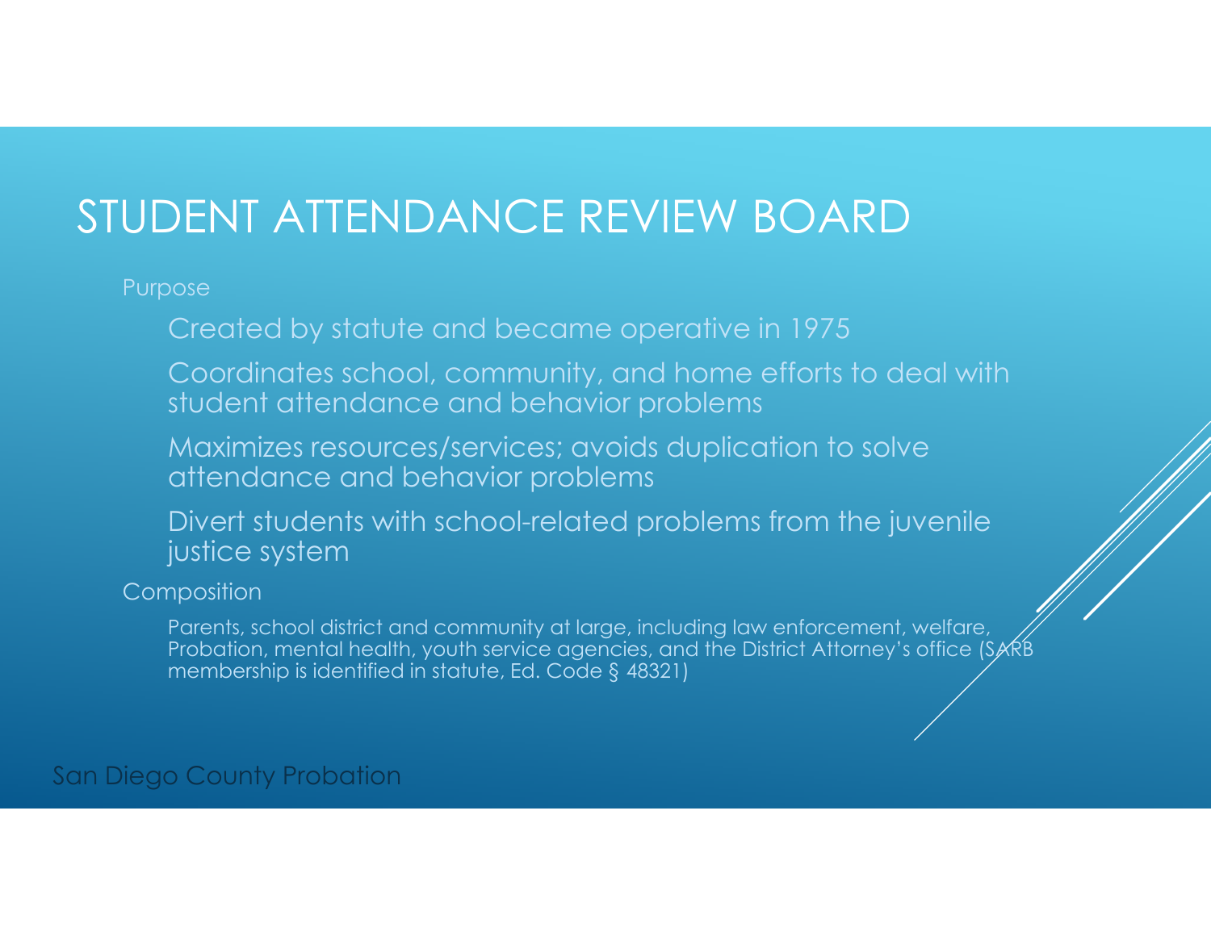# STUDENT ATTENDANCE REVIEW BOARD

Purpose

- Created by statute and became operative in 1975
- Coordinates school, community, and home efforts to deal with student attendance and behavior problems
- Maximizes resources/services; avoids duplication to solve attendance and behavior problems
- Divert students with school-related problems from the juvenile justice system

Composition

- Parents, school district and community at large, including law enforcement, welfare, Probation, mental health, youth service agencies, and the District Attorney's office (SARB membership is identified in statute, Ed. Code § 48321)

San Diego County Probation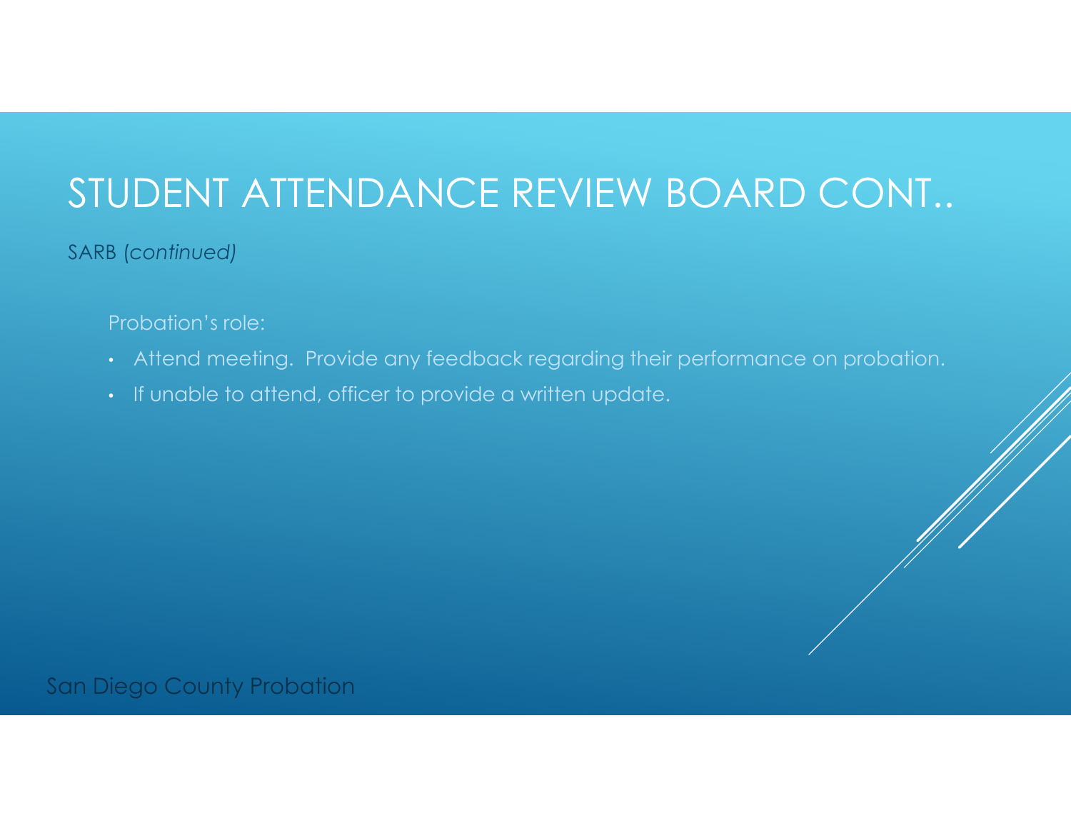# STUDENT ATTENDANCE REVIEW BOARD CONT..

SARB (*continued)*

Probation's role:

- Attend meeting. Provide any feedback regarding their performance on probation.
- If unable to attend, officer to provide a written update.

San Diego County Probation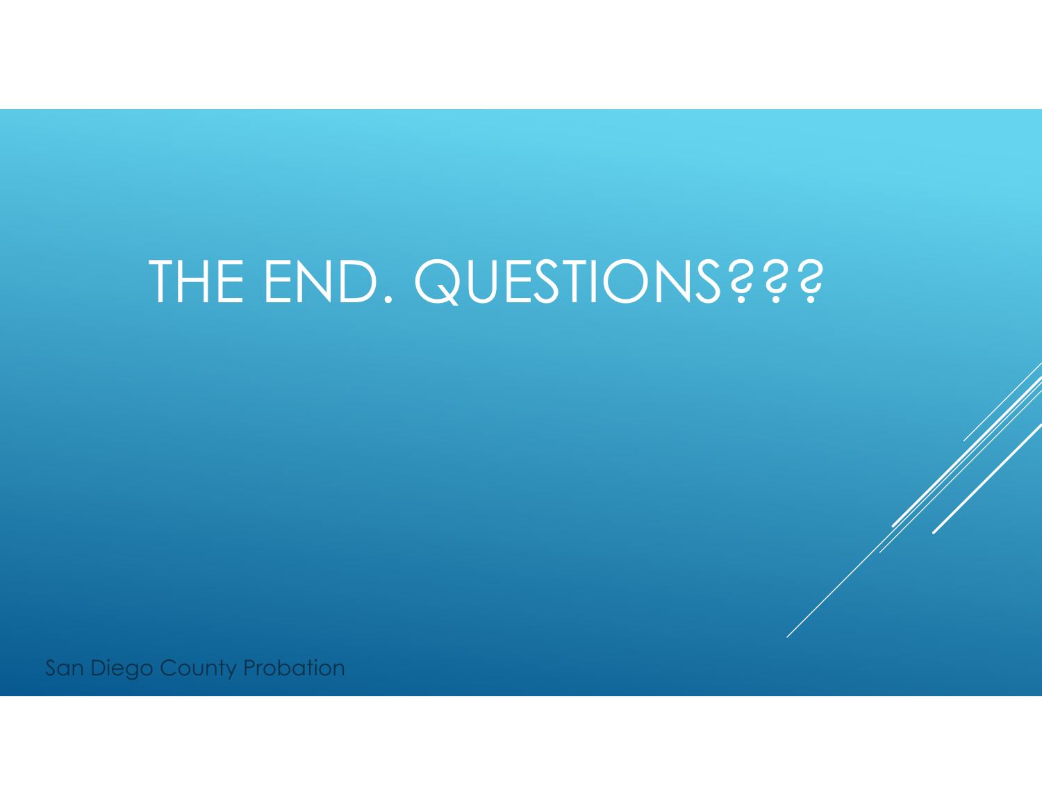# THE END. QUESTIONS???

San Diego County Probation